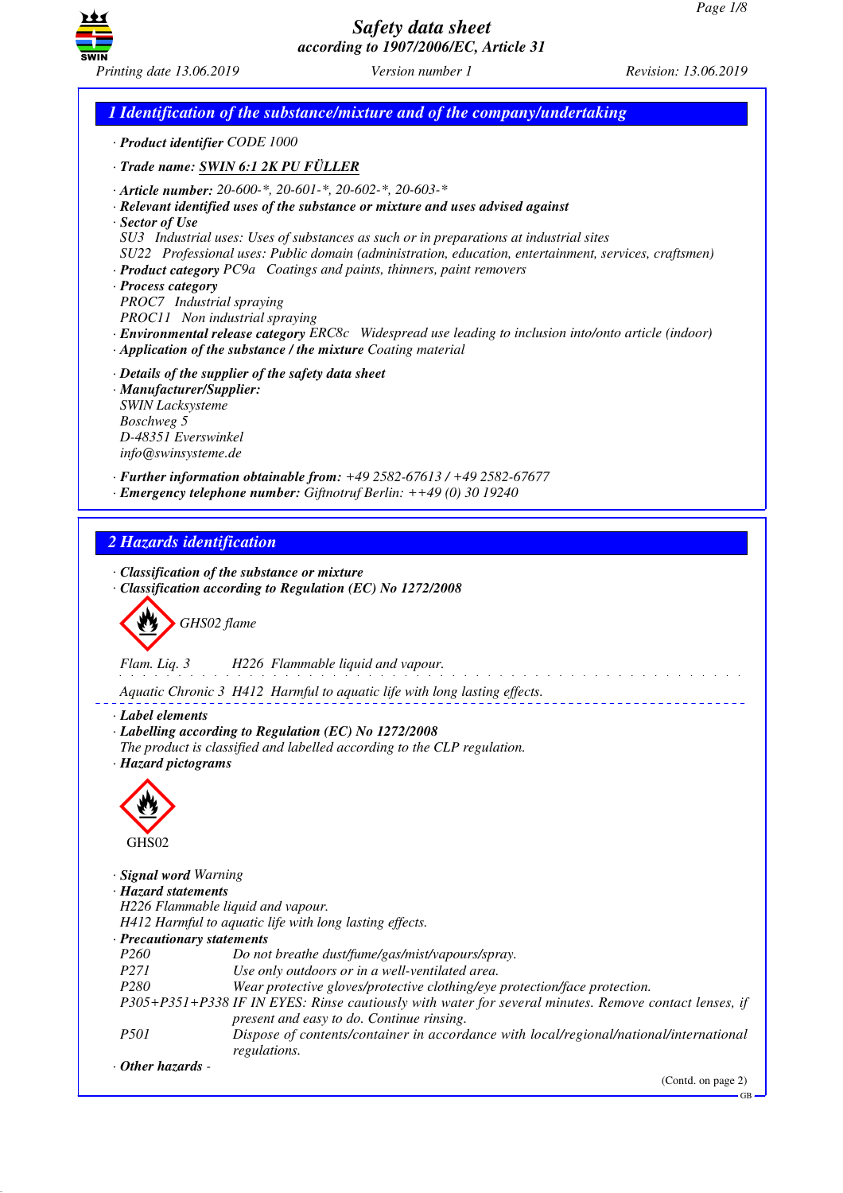# Safety data sheet
*according to 1907/2006/EC, Article 31*

Printing date 13.06.2019 | Version number 1 | Revision: 13.06.2019

## 1 Identification of the substance/mixture and of the company/undertaking

· **Product identifier** CODE 1000

· **Trade name:** SWIN 6:1 2K PU FÜLLER

· **Article number:** 20-600-*, 20-601-*, 20-602-*, 20-603-*
· **Relevant identified uses of the substance or mixture and uses advised against**
· **Sector of Use**
SU3 Industrial uses: Uses of substances as such or in preparations at industrial sites
SU22 Professional uses: Public domain (administration, education, entertainment, services, craftsmen)
· **Product category** PC9a Coatings and paints, thinners, paint removers
· **Process category**
PROC7 Industrial spraying
PROC11 Non industrial spraying
· **Environmental release category** ERC8c Widespread use leading to inclusion into/onto article (indoor)
· **Application of the substance / the mixture** Coating material

· **Details of the supplier of the safety data sheet**
· **Manufacturer/Supplier:**
SWIN Lacksysteme
Boschweg 5
D-48351 Everswinkel
info@swinsysteme.de

· **Further information obtainable from:** +49 2582-67613 / +49 2582-67677
· **Emergency telephone number:** Giftnotruf Berlin: ++49 (0) 30 19240

## 2 Hazards identification

· **Classification of the substance or mixture**
· **Classification according to Regulation (EC) No 1272/2008**

GHS02 flame

Flam. Liq. 3 H226 Flammable liquid and vapour.

Aquatic Chronic 3 H412 Harmful to aquatic life with long lasting effects.

· **Label elements**
· **Labelling according to Regulation (EC) No 1272/2008**
The product is classified and labelled according to the CLP regulation.
· **Hazard pictograms**

GHS02

· **Signal word** Warning
· **Hazard statements**
H226 Flammable liquid and vapour.
H412 Harmful to aquatic life with long lasting effects.
· **Precautionary statements**

| | |
|---|---|
| P260 | Do not breathe dust/fume/gas/mist/vapours/spray. |
| P271 | Use only outdoors or in a well-ventilated area. |
| P280 | Wear protective gloves/protective clothing/eye protection/face protection. |
| P305+P351+P338 | IF IN EYES: Rinse cautiously with water for several minutes. Remove contact lenses, if present and easy to do. Continue rinsing. |
| P501 | Dispose of contents/container in accordance with local/regional/national/international regulations. |

· **Other hazards** -

(Contd. on page 2)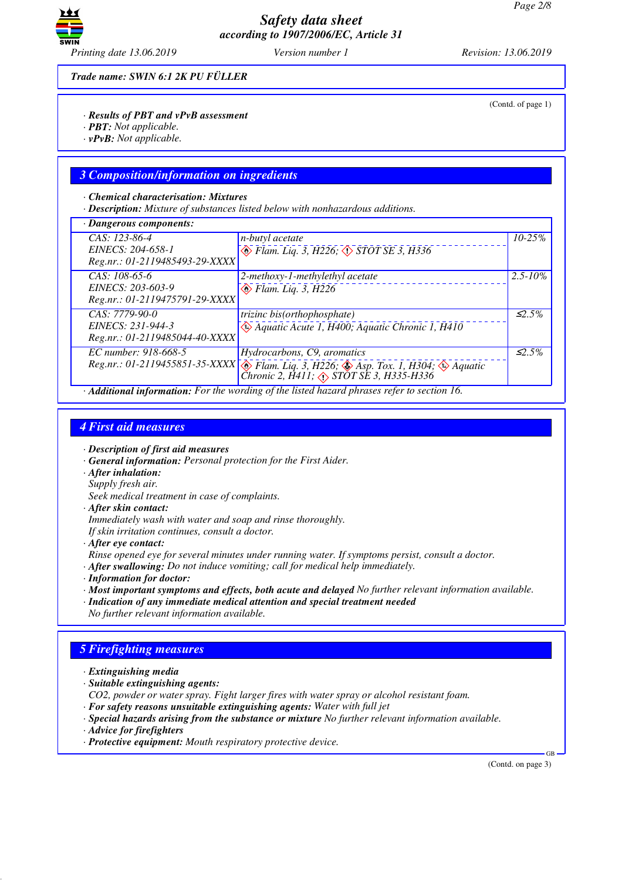Trade name: SWIN 6:1 2K PU FÜLLER

(Contd. of page 1)

· **Results of PBT and vPvB assessment**
· **PBT:** Not applicable.
· **vPvB:** Not applicable.

## 3 Composition/information on ingredients

· **Chemical characterisation: Mixtures**
· **Description:** Mixture of substances listed below with nonhazardous additions.

· **Dangerous components:**

| Identifiers | Name / Classification | Concentration |
|---|---|---|
| CAS: 123-86-4<br>EINECS: 204-658-1<br>Reg.nr.: 01-2119485493-29-XXXX | n-butyl acetate<br>Flam. Liq. 3, H226; STOT SE 3, H336 | 10-25% |
| CAS: 108-65-6<br>EINECS: 203-603-9<br>Reg.nr.: 01-2119475791-29-XXXX | 2-methoxy-1-methylethyl acetate<br>Flam. Liq. 3, H226 | 2.5-10% |
| CAS: 7779-90-0<br>EINECS: 231-944-3<br>Reg.nr.: 01-2119485044-40-XXXX | trizinc bis(orthophosphate)<br>Aquatic Acute 1, H400; Aquatic Chronic 1, H410 | ≤2.5% |
| EC number: 918-668-5<br>Reg.nr.: 01-2119455851-35-XXXX | Hydrocarbons, C9, aromatics<br>Flam. Liq. 3, H226; Asp. Tox. 1, H304; Aquatic Chronic 2, H411; STOT SE 3, H335-H336 | ≤2.5% |

· **Additional information:** For the wording of the listed hazard phrases refer to section 16.

## 4 First aid measures

· **Description of first aid measures**
· **General information:** Personal protection for the First Aider.
· **After inhalation:**
Supply fresh air.
Seek medical treatment in case of complaints.
· **After skin contact:**
Immediately wash with water and soap and rinse thoroughly.
If skin irritation continues, consult a doctor.
· **After eye contact:**
Rinse opened eye for several minutes under running water. If symptoms persist, consult a doctor.
· **After swallowing:** Do not induce vomiting; call for medical help immediately.
· **Information for doctor:**
· **Most important symptoms and effects, both acute and delayed** No further relevant information available.
· **Indication of any immediate medical attention and special treatment needed**
No further relevant information available.

## 5 Firefighting measures

· **Extinguishing media**
· **Suitable extinguishing agents:**
CO2, powder or water spray. Fight larger fires with water spray or alcohol resistant foam.
· **For safety reasons unsuitable extinguishing agents:** Water with full jet
· **Special hazards arising from the substance or mixture** No further relevant information available.
· **Advice for firefighters**
· **Protective equipment:** Mouth respiratory protective device.

(Contd. on page 3)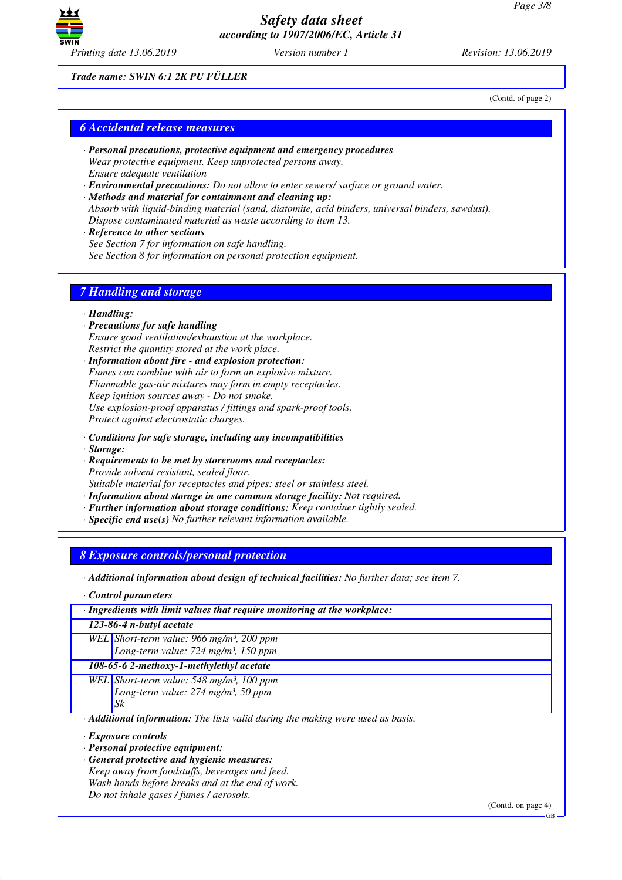*Trade name: SWIN 6:1 2K PU FÜLLER*

(Contd. of page 2)

## 6 Accidental release measures

· **Personal precautions, protective equipment and emergency procedures**
Wear protective equipment. Keep unprotected persons away.
Ensure adequate ventilation
· **Environmental precautions:** Do not allow to enter sewers/ surface or ground water.
· **Methods and material for containment and cleaning up:**
Absorb with liquid-binding material (sand, diatomite, acid binders, universal binders, sawdust).
Dispose contaminated material as waste according to item 13.
· **Reference to other sections**
See Section 7 for information on safe handling.
See Section 8 for information on personal protection equipment.

## 7 Handling and storage

· **Handling:**
· **Precautions for safe handling**
Ensure good ventilation/exhaustion at the workplace.
Restrict the quantity stored at the work place.
· **Information about fire - and explosion protection:**
Fumes can combine with air to form an explosive mixture.
Flammable gas-air mixtures may form in empty receptacles.
Keep ignition sources away - Do not smoke.
Use explosion-proof apparatus / fittings and spark-proof tools.
Protect against electrostatic charges.

· **Conditions for safe storage, including any incompatibilities**
· **Storage:**
· **Requirements to be met by storerooms and receptacles:**
Provide solvent resistant, sealed floor.
Suitable material for receptacles and pipes: steel or stainless steel.
· **Information about storage in one common storage facility:** Not required.
· **Further information about storage conditions:** Keep container tightly sealed.
· **Specific end use(s)** No further relevant information available.

## 8 Exposure controls/personal protection

· **Additional information about design of technical facilities:** No further data; see item 7.

· **Control parameters**

| · Ingredients with limit values that require monitoring at the workplace: | |
|---|---|
| **123-86-4 n-butyl acetate** | |
| WEL | Short-term value: 966 mg/m³, 200 ppm<br>Long-term value: 724 mg/m³, 150 ppm |
| **108-65-6 2-methoxy-1-methylethyl acetate** | |
| WEL | Short-term value: 548 mg/m³, 100 ppm<br>Long-term value: 274 mg/m³, 50 ppm<br>Sk |

· **Additional information:** The lists valid during the making were used as basis.

· **Exposure controls**
· **Personal protective equipment:**
· **General protective and hygienic measures:**
Keep away from foodstuffs, beverages and feed.
Wash hands before breaks and at the end of work.
Do not inhale gases / fumes / aerosols.

(Contd. on page 4)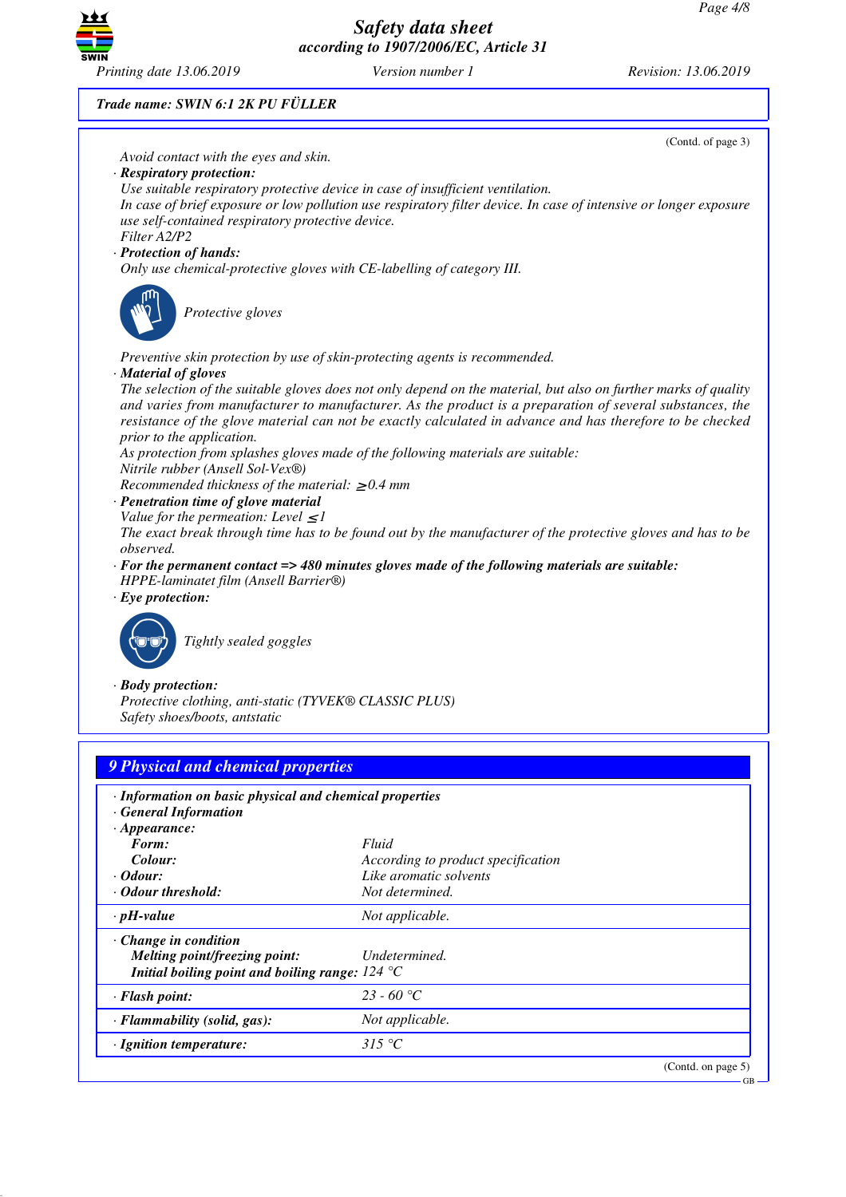**Trade name: SWIN 6:1 2K PU FÜLLER**

(Contd. of page 3)

*Avoid contact with the eyes and skin.*

· ***Respiratory protection:***
*Use suitable respiratory protective device in case of insufficient ventilation.*
*In case of brief exposure or low pollution use respiratory filter device. In case of intensive or longer exposure use self-contained respiratory protective device.*
*Filter A2/P2*

· ***Protection of hands:***
*Only use chemical-protective gloves with CE-labelling of category III.*

*Protective gloves*

*Preventive skin protection by use of skin-protecting agents is recommended.*

· ***Material of gloves***
*The selection of the suitable gloves does not only depend on the material, but also on further marks of quality and varies from manufacturer to manufacturer. As the product is a preparation of several substances, the resistance of the glove material can not be exactly calculated in advance and has therefore to be checked prior to the application.*
*As protection from splashes gloves made of the following materials are suitable:*
*Nitrile rubber (Ansell Sol-Vex®)*
*Recommended thickness of the material: ≥0.4 mm*

· ***Penetration time of glove material***
*Value for the permeation: Level ≤1*
*The exact break through time has to be found out by the manufacturer of the protective gloves and has to be observed.*

· ***For the permanent contact => 480 minutes gloves made of the following materials are suitable:***
*HPPE-laminatet film (Ansell Barrier®)*

· ***Eye protection:***

*Tightly sealed goggles*

· ***Body protection:***
*Protective clothing, anti-static (TYVEK® CLASSIC PLUS)*
*Safety shoes/boots, antstatic*

## 9 Physical and chemical properties

· ***Information on basic physical and chemical properties***
· ***General Information***
· ***Appearance:***

| | |
|---|---|
| ***Form:*** | *Fluid* |
| ***Colour:*** | *According to product specification* |
| · ***Odour:*** | *Like aromatic solvents* |
| · ***Odour threshold:*** | *Not determined.* |
| · ***pH-value*** | *Not applicable.* |
| · ***Change in condition*** | |
| ***Melting point/freezing point:*** | *Undetermined.* |
| ***Initial boiling point and boiling range:*** | *124 °C* |
| · ***Flash point:*** | *23 - 60 °C* |
| · ***Flammability (solid, gas):*** | *Not applicable.* |
| · ***Ignition temperature:*** | *315 °C* |

(Contd. on page 5)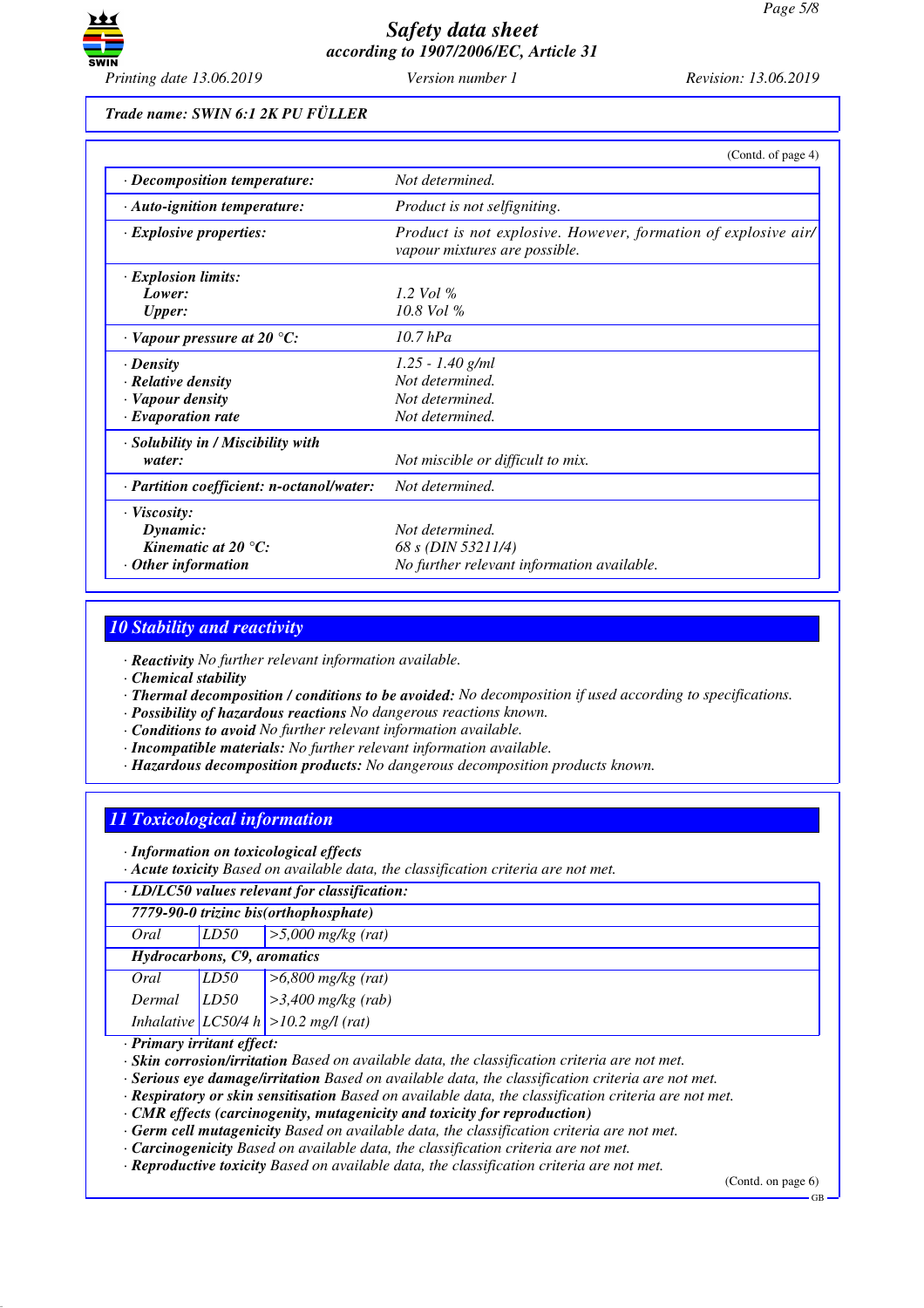**Trade name: SWIN 6:1 2K PU FÜLLER**

(Contd. of page 4)

| | |
|---|---|
| · **Decomposition temperature:** | Not determined. |
| · **Auto-ignition temperature:** | Product is not selfigniting. |
| · **Explosive properties:** | Product is not explosive. However, formation of explosive air/vapour mixtures are possible. |
| · **Explosion limits:** | |
| **Lower:** | 1.2 Vol % |
| **Upper:** | 10.8 Vol % |
| · **Vapour pressure at 20 °C:** | 10.7 hPa |
| · **Density** | 1.25 - 1.40 g/ml |
| · **Relative density** | Not determined. |
| · **Vapour density** | Not determined. |
| · **Evaporation rate** | Not determined. |
| · **Solubility in / Miscibility with water:** | Not miscible or difficult to mix. |
| · **Partition coefficient: n-octanol/water:** | Not determined. |
| · **Viscosity:** | |
| **Dynamic:** | Not determined. |
| **Kinematic at 20 °C:** | 68 s (DIN 53211/4) |
| · **Other information** | No further relevant information available. |

## 10 Stability and reactivity

· **Reactivity** No further relevant information available.
· **Chemical stability**
· **Thermal decomposition / conditions to be avoided:** No decomposition if used according to specifications.
· **Possibility of hazardous reactions** No dangerous reactions known.
· **Conditions to avoid** No further relevant information available.
· **Incompatible materials:** No further relevant information available.
· **Hazardous decomposition products:** No dangerous decomposition products known.

## 11 Toxicological information

· **Information on toxicological effects**
· **Acute toxicity** Based on available data, the classification criteria are not met.

| · **LD/LC50 values relevant for classification:** | | |
|---|---|---|
| **7779-90-0 trizinc bis(orthophosphate)** | | |
| Oral | LD50 | >5,000 mg/kg (rat) |
| **Hydrocarbons, C9, aromatics** | | |
| Oral | LD50 | >6,800 mg/kg (rat) |
| Dermal | LD50 | >3,400 mg/kg (rab) |
| Inhalative | LC50/4 h | >10.2 mg/l (rat) |

· **Primary irritant effect:**
· **Skin corrosion/irritation** Based on available data, the classification criteria are not met.
· **Serious eye damage/irritation** Based on available data, the classification criteria are not met.
· **Respiratory or skin sensitisation** Based on available data, the classification criteria are not met.
· **CMR effects (carcinogenity, mutagenicity and toxicity for reproduction)**
· **Germ cell mutagenicity** Based on available data, the classification criteria are not met.
· **Carcinogenicity** Based on available data, the classification criteria are not met.
· **Reproductive toxicity** Based on available data, the classification criteria are not met.

(Contd. on page 6)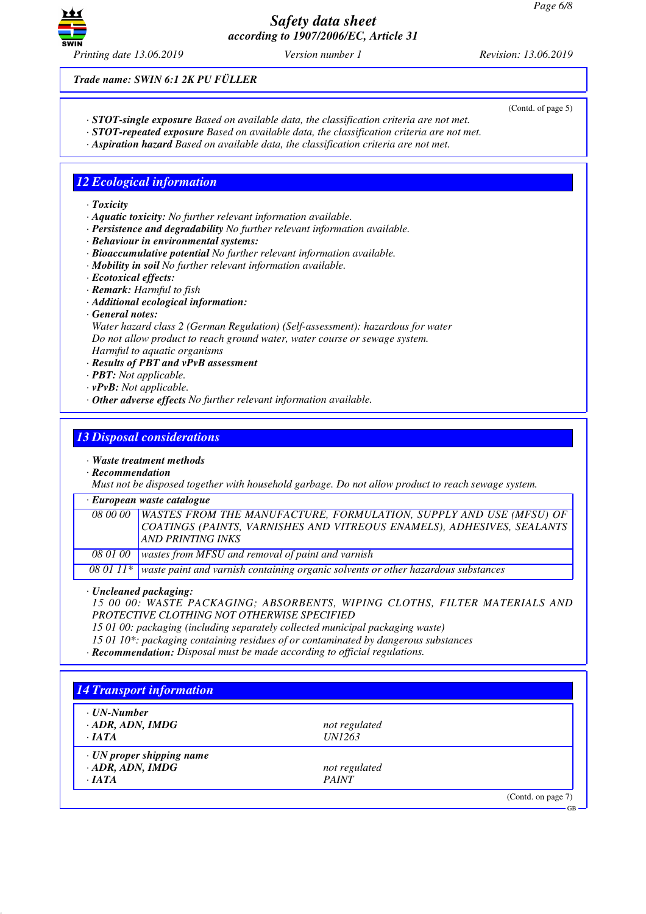*Trade name: SWIN 6:1 2K PU FÜLLER*

(Contd. of page 5)

· ***STOT-single exposure*** *Based on available data, the classification criteria are not met.*
· ***STOT-repeated exposure*** *Based on available data, the classification criteria are not met.*
· ***Aspiration hazard*** *Based on available data, the classification criteria are not met.*

## 12 Ecological information

· ***Toxicity***
· ***Aquatic toxicity:*** *No further relevant information available.*
· ***Persistence and degradability*** *No further relevant information available.*
· ***Behaviour in environmental systems:***
· ***Bioaccumulative potential*** *No further relevant information available.*
· ***Mobility in soil*** *No further relevant information available.*
· ***Ecotoxical effects:***
· ***Remark:*** *Harmful to fish*
· ***Additional ecological information:***
· ***General notes:***
*Water hazard class 2 (German Regulation) (Self-assessment): hazardous for water*
*Do not allow product to reach ground water, water course or sewage system.*
*Harmful to aquatic organisms*
· ***Results of PBT and vPvB assessment***
· ***PBT:*** *Not applicable.*
· ***vPvB:*** *Not applicable.*
· ***Other adverse effects*** *No further relevant information available.*

## 13 Disposal considerations

· ***Waste treatment methods***
· ***Recommendation***
*Must not be disposed together with household garbage. Do not allow product to reach sewage system.*

| · ***European waste catalogue*** | |
|---|---|
| *08 00 00* | *WASTES FROM THE MANUFACTURE, FORMULATION, SUPPLY AND USE (MFSU) OF COATINGS (PAINTS, VARNISHES AND VITREOUS ENAMELS), ADHESIVES, SEALANTS AND PRINTING INKS* |
| *08 01 00* | *wastes from MFSU and removal of paint and varnish* |
| *08 01 11** | *waste paint and varnish containing organic solvents or other hazardous substances* |

· ***Uncleaned packaging:***
*15 00 00: WASTE PACKAGING; ABSORBENTS, WIPING CLOTHS, FILTER MATERIALS AND PROTECTIVE CLOTHING NOT OTHERWISE SPECIFIED*
*15 01 00: packaging (including separately collected municipal packaging waste)*
*15 01 10*: packaging containing residues of or contaminated by dangerous substances*
· ***Recommendation:*** *Disposal must be made according to official regulations.*

## 14 Transport information

| | |
|---|---|
| · ***UN-Number*** | |
| · ***ADR, ADN, IMDG*** | *not regulated* |
| · ***IATA*** | *UN1263* |
| · ***UN proper shipping name*** | |
| · ***ADR, ADN, IMDG*** | *not regulated* |
| · ***IATA*** | *PAINT* |

(Contd. on page 7)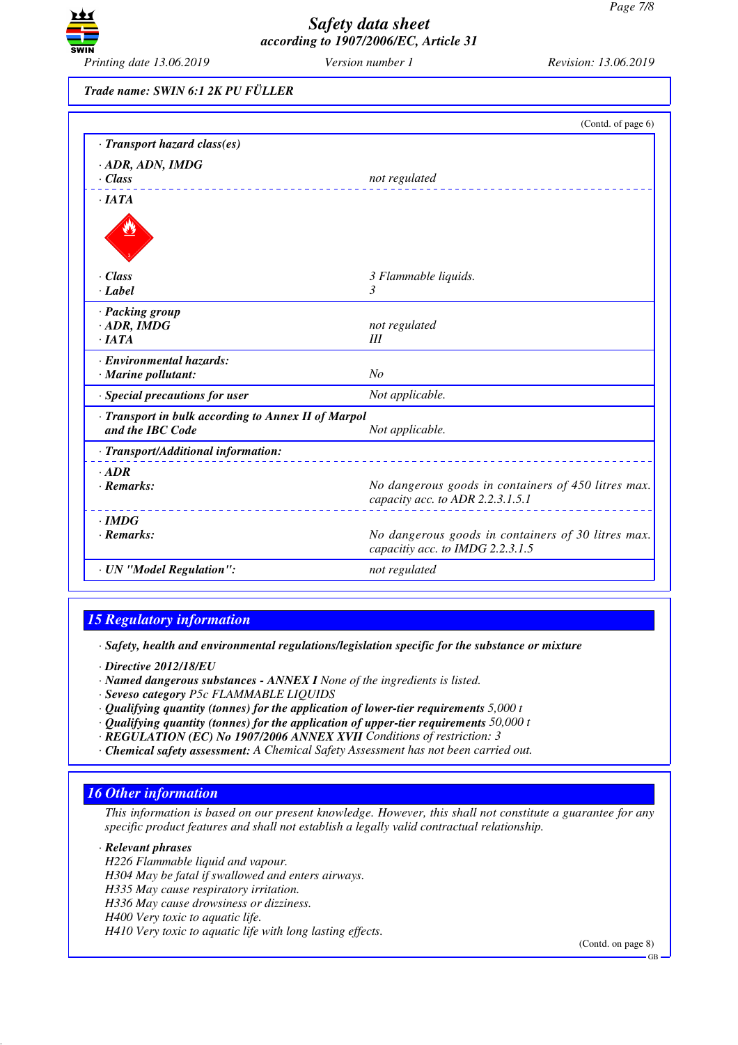Trade name: SWIN 6:1 2K PU FÜLLER

(Contd. of page 6)

| · Transport hazard class(es) | |
|---|---|
| · ADR, ADN, IMDG | |
| · Class | not regulated |
| · IATA | |
| · Class | 3 Flammable liquids. |
| · Label | 3 |
| · Packing group | |
| · ADR, IMDG | not regulated |
| · IATA | III |
| · Environmental hazards: | |
| · Marine pollutant: | No |
| · Special precautions for user | Not applicable. |
| · Transport in bulk according to Annex II of Marpol and the IBC Code | Not applicable. |
| · Transport/Additional information: | |
| · ADR | |
| · Remarks: | No dangerous goods in containers of 450 litres max. capacity acc. to ADR 2.2.3.1.5.1 |
| · IMDG | |
| · Remarks: | No dangerous goods in containers of 30 litres max. capacitiy acc. to IMDG 2.2.3.1.5 |
| · UN "Model Regulation": | not regulated |

## 15 Regulatory information

· ***Safety, health and environmental regulations/legislation specific for the substance or mixture***

· ***Directive 2012/18/EU***
· ***Named dangerous substances - ANNEX I*** None of the ingredients is listed.
· ***Seveso category*** P5c FLAMMABLE LIQUIDS
· ***Qualifying quantity (tonnes) for the application of lower-tier requirements*** 5,000 t
· ***Qualifying quantity (tonnes) for the application of upper-tier requirements*** 50,000 t
· ***REGULATION (EC) No 1907/2006 ANNEX XVII*** Conditions of restriction: 3
· ***Chemical safety assessment:*** A Chemical Safety Assessment has not been carried out.

## 16 Other information

This information is based on our present knowledge. However, this shall not constitute a guarantee for any specific product features and shall not establish a legally valid contractual relationship.

· ***Relevant phrases***
H226 Flammable liquid and vapour.
H304 May be fatal if swallowed and enters airways.
H335 May cause respiratory irritation.
H336 May cause drowsiness or dizziness.
H400 Very toxic to aquatic life.
H410 Very toxic to aquatic life with long lasting effects.

(Contd. on page 8)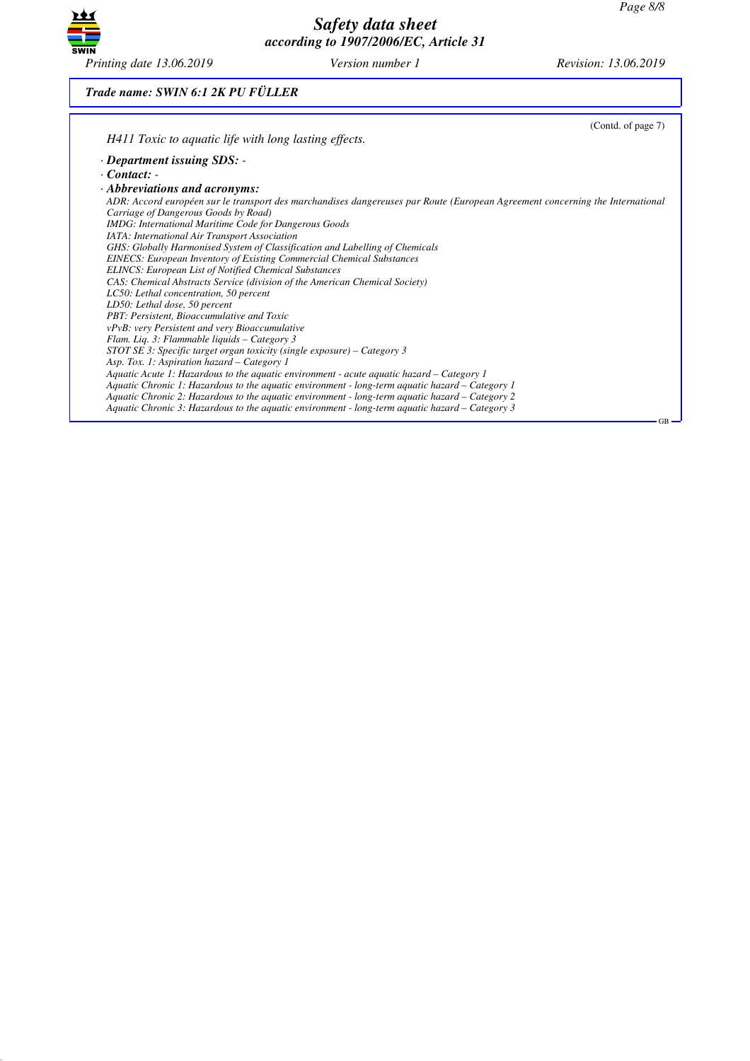## Trade name: SWIN 6:1 2K PU FÜLLER

(Contd. of page 7)

*H411 Toxic to aquatic life with long lasting effects.*

· **Department issuing SDS:** -

· **Contact:** -

· **Abbreviations and acronyms:**

*ADR: Accord européen sur le transport des marchandises dangereuses par Route (European Agreement concerning the International Carriage of Dangerous Goods by Road)*
*IMDG: International Maritime Code for Dangerous Goods*
*IATA: International Air Transport Association*
*GHS: Globally Harmonised System of Classification and Labelling of Chemicals*
*EINECS: European Inventory of Existing Commercial Chemical Substances*
*ELINCS: European List of Notified Chemical Substances*
*CAS: Chemical Abstracts Service (division of the American Chemical Society)*
*LC50: Lethal concentration, 50 percent*
*LD50: Lethal dose, 50 percent*
*PBT: Persistent, Bioaccumulative and Toxic*
*vPvB: very Persistent and very Bioaccumulative*
*Flam. Liq. 3: Flammable liquids – Category 3*
*STOT SE 3: Specific target organ toxicity (single exposure) – Category 3*
*Asp. Tox. 1: Aspiration hazard – Category 1*
*Aquatic Acute 1: Hazardous to the aquatic environment - acute aquatic hazard – Category 1*
*Aquatic Chronic 1: Hazardous to the aquatic environment - long-term aquatic hazard – Category 1*
*Aquatic Chronic 2: Hazardous to the aquatic environment - long-term aquatic hazard – Category 2*
*Aquatic Chronic 3: Hazardous to the aquatic environment - long-term aquatic hazard – Category 3*

GB